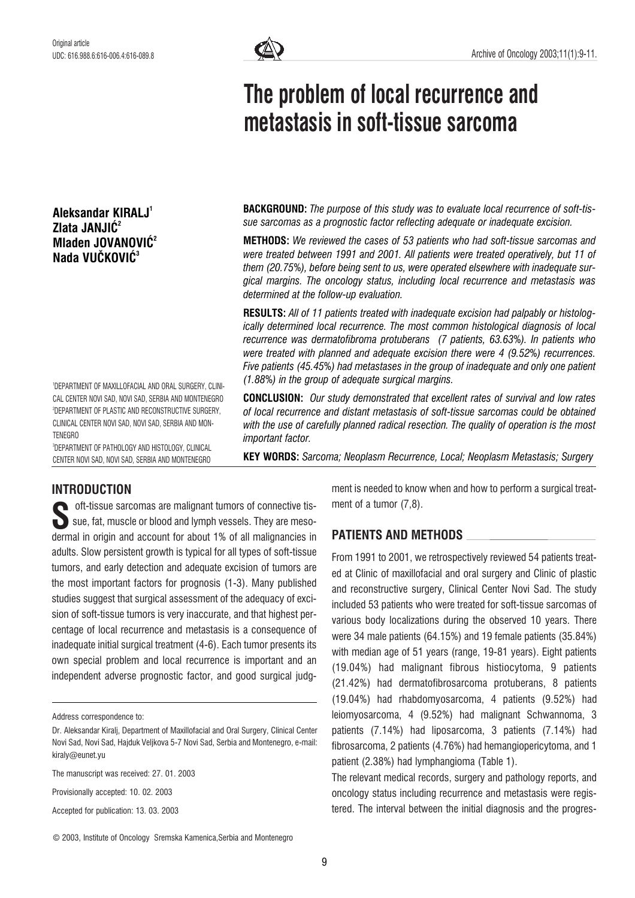Original article

UDC: 616.988.6:616-006.4:616-089.8

# The problem of local recurrence and metastasis in soft-tissue sarcoma

**Aleksandar KIRALJ[1]**
**Zlata JANJIĆ[2]**
**Mladen JOVANOVIĆ[2]**
**Nada VUČKOVIĆ[3]**

[1]DEPARTMENT OF MAXILLOFACIAL AND ORAL SURGERY, CLINICAL CENTER NOVI SAD, NOVI SAD, SERBIA AND MONTENEGRO
[2]DEPARTMENT OF PLASTIC AND RECONSTRUCTIVE SURGERY, CLINICAL CENTER NOVI SAD, NOVI SAD, SERBIA AND MONTENEGRO
[3]DEPARTMENT OF PATHOLOGY AND HISTOLOGY, CLINICAL CENTER NOVI SAD, NOVI SAD, SERBIA AND MONTENEGRO

**BACKGROUND:** *The purpose of this study was to evaluate local recurrence of soft-tissue sarcomas as a prognostic factor reflecting adequate or inadequate excision.*

**METHODS:** *We reviewed the cases of 53 patients who had soft-tissue sarcomas and were treated between 1991 and 2001. All patients were treated operatively, but 11 of them (20.75%), before being sent to us, were operated elsewhere with inadequate surgical margins. The oncology status, including local recurrence and metastasis was determined at the follow-up evaluation.*

**RESULTS:** *All of 11 patients treated with inadequate excision had palpably or histologically determined local recurrence. The most common histological diagnosis of local recurrence was dermatofibroma protuberans (7 patients, 63.63%). In patients who were treated with planned and adequate excision there were 4 (9.52%) recurrences. Five patients (45.45%) had metastases in the group of inadequate and only one patient (1.88%) in the group of adequate surgical margins.*

**CONCLUSION:** *Our study demonstrated that excellent rates of survival and low rates of local recurrence and distant metastasis of soft-tissue sarcomas could be obtained with the use of carefully planned radical resection. The quality of operation is the most important factor.*

**KEY WORDS:** *Sarcoma; Neoplasm Recurrence, Local; Neoplasm Metastasis; Surgery*

## INTRODUCTION

Soft-tissue sarcomas are malignant tumors of connective tissue, fat, muscle or blood and lymph vessels. They are mesodermal in origin and account for about 1% of all malignancies in adults. Slow persistent growth is typical for all types of soft-tissue tumors, and early detection and adequate excision of tumors are the most important factors for prognosis (1-3). Many published studies suggest that surgical assessment of the adequacy of excision of soft-tissue tumors is very inaccurate, and that highest percentage of local recurrence and metastasis is a consequence of inadequate initial surgical treatment (4-6). Each tumor presents its own special problem and local recurrence is important and an independent adverse prognostic factor, and good surgical judgment is needed to know when and how to perform a surgical treatment of a tumor (7,8).

Address correspondence to:

Dr. Aleksandar Kiralj, Department of Maxillofacial and Oral Surgery, Clinical Center Novi Sad, Novi Sad, Hajduk Veljkova 5-7 Novi Sad, Serbia and Montenegro, e-mail: kiraly@eunet.yu

The manuscript was received: 27. 01. 2003

Provisionally accepted: 10. 02. 2003

Accepted for publication: 13. 03. 2003

© 2003, Institute of Oncology Sremska Kamenica,Serbia and Montenegro

## PATIENTS AND METHODS

From 1991 to 2001, we retrospectively reviewed 54 patients treated at Clinic of maxillofacial and oral surgery and Clinic of plastic and reconstructive surgery, Clinical Center Novi Sad. The study included 53 patients who were treated for soft-tissue sarcomas of various body localizations during the observed 10 years. There were 34 male patients (64.15%) and 19 female patients (35.84%) with median age of 51 years (range, 19-81 years). Eight patients (19.04%) had malignant fibrous histiocytoma, 9 patients (21.42%) had dermatofibrosarcoma protuberans, 8 patients (19.04%) had rhabdomyosarcoma, 4 patients (9.52%) had leiomyosarcoma, 4 (9.52%) had malignant Schwannoma, 3 patients (7.14%) had liposarcoma, 3 patients (7.14%) had fibrosarcoma, 2 patients (4.76%) had hemangiopericytoma, and 1 patient (2.38%) had lymphangioma (Table 1).

The relevant medical records, surgery and pathology reports, and oncology status including recurrence and metastasis were registered. The interval between the initial diagnosis and the progres-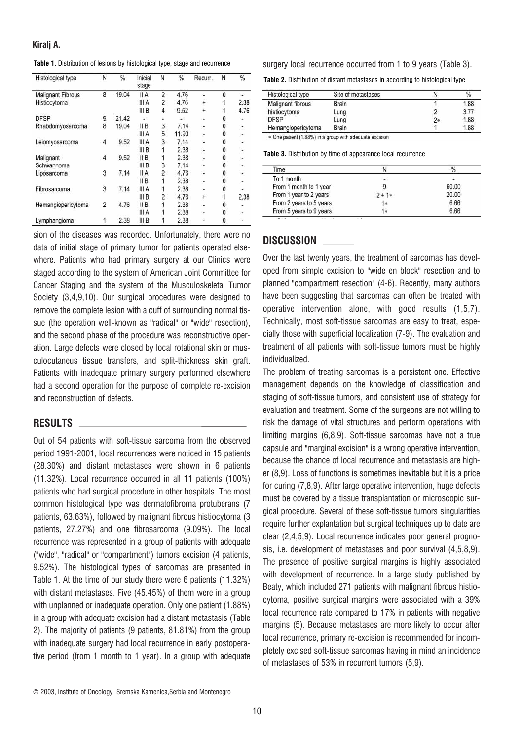**Table 1.** Distribution of lesions by histological type, stage and recurrence

| Histological type | N | % | Inicial stage | N | % | Recurr. | N | % |
|---|---|---|---|---|---|---|---|---|
| Malignant Fibrous Histiocytoma | 8 | 19.04 | II A | 2 | 4.76 | - | 0 | - |
| | | | III A | 2 | 4.76 | + | 1 | 2.38 |
| | | | III B | 4 | 9.52 | + | 1 | 4.76 |
| DFSP | 9 | 21.42 | - | - | - | - | 0 | - |
| Rhabdomyosarcoma | 8 | 19.04 | II B | 3 | 7.14 | - | 0 | - |
| | | | III A | 5 | 11.90 | - | 0 | - |
| Leiomyosarcoma | 4 | 9.52 | III A | 3 | 7.14 | - | 0 | - |
| | | | III B | 1 | 2.38 | - | 0 | - |
| Malignant Schwannoma | 4 | 9.52 | II B | 1 | 2.38 | - | 0 | - |
| | | | III B | 3 | 7.14 | - | 0 | - |
| Liposarcoma | 3 | 7.14 | II A | 2 | 4.76 | - | 0 | - |
| | | | II B | 1 | 2.38 | - | 0 | - |
| Fibrosarcoma | 3 | 7.14 | III A | 1 | 2.38 | - | 0 | - |
| | | | III B | 2 | 4.76 | + | 1 | 2.38 |
| Hemangiopericytoma | 2 | 4.76 | II B | 1 | 2.38 | - | 0 | - |
| | | | III A | 1 | 2.38 | - | 0 | - |
| Lymphangioma | 1 | 2.38 | III B | 1 | 2.38 | - | 0 | - |

sion of the diseases was recorded. Unfortunately, there were no data of initial stage of primary tumor for patients operated elsewhere. Patients who had primary surgery at our Clinics were staged according to the system of American Joint Committee for Cancer Staging and the system of the Musculoskeletal Tumor Society (3,4,9,10). Our surgical procedures were designed to remove the complete lesion with a cuff of surrounding normal tissue (the operation well-known as "radical" or "wide" resection), and the second phase of the procedure was reconstructive operation. Large defects were closed by local rotational skin or musculocutaneus tissue transfers, and split-thickness skin graft. Patients with inadequate primary surgery performed elsewhere had a second operation for the purpose of complete re-excision and reconstruction of defects.

## RESULTS

Out of 54 patients with soft-tissue sarcoma from the observed period 1991-2001, local recurrences were noticed in 15 patients (28.30%) and distant metastases were shown in 6 patients (11.32%). Local recurrence occurred in all 11 patients (100%) patients who had surgical procedure in other hospitals. The most common histological type was dermatofibroma protuberans (7 patients, 63.63%), followed by malignant fibrous histiocytoma (3 patients, 27.27%) and one fibrosarcoma (9.09%). The local recurrence was represented in a group of patients with adequate ("wide", "radical" or "compartment") tumors excision (4 patients, 9.52%). The histological types of sarcomas are presented in Table 1. At the time of our study there were 6 patients (11.32%) with distant metastases. Five (45.45%) of them were in a group with unplanned or inadequate operation. Only one patient (1.88%) in a group with adequate excision had a distant metastasis (Table 2). The majority of patients (9 patients, 81.81%) from the group with inadequate surgery had local recurrence in early postoperative period (from 1 month to 1 year). In a group with adequate surgery local recurrence occurred from 1 to 9 years (Table 3).

**Table 2.** Distribution of distant metastases in according to histological type

| Histological type | Site of metastases | N | % |
|---|---|---|---|
| Malignant fibrous histiocytoma | Brain | 1 | 1.88 |
| | Lung | 2 | 3.77 |
| DFSP | Lung | 2* | 1.88 |
| Hemangiopericytoma | Brain | 1 | 1.88 |

* One patient (1.88%) in a group with adequate excision

**Table 3.** Distribution by time of appearance local recurrence

| Time | N | % |
|---|---|---|
| To 1 month | - | - |
| From 1 month to 1 year | 9 | 60.00 |
| From 1 year to 2 years | 2 + 1* | 20.00 |
| From 2 years to 5 years | 1* | 6.66 |
| From 5 years to 9 years | 1* | 6.66 |

## DISCUSSION

Over the last twenty years, the treatment of sarcomas has developed from simple excision to "wide en block" resection and to planned "compartment resection" (4-6). Recently, many authors have been suggesting that sarcomas can often be treated with operative intervention alone, with good results (1,5,7). Technically, most soft-tissue sarcomas are easy to treat, especially those with superficial localization (7-9). The evaluation and treatment of all patients with soft-tissue tumors must be highly individualized.

The problem of treating sarcomas is a persistent one. Effective management depends on the knowledge of classification and staging of soft-tissue tumors, and consistent use of strategy for evaluation and treatment. Some of the surgeons are not willing to risk the damage of vital structures and perform operations with limiting margins (6,8,9). Soft-tissue sarcomas have not a true capsule and "marginal excision" is a wrong operative intervention, because the chance of local recurrence and metastasis are higher (8,9). Loss of functions is sometimes inevitable but it is a price for curing (7,8,9). After large operative intervention, huge defects must be covered by a tissue transplantation or microscopic surgical procedure. Several of these soft-tissue tumors singularities require further explantation but surgical techniques up to date are clear (2,4,5,9). Local recurrence indicates poor general prognosis, i.e. development of metastases and poor survival (4,5,8,9). The presence of positive surgical margins is highly associated with development of recurrence. In a large study published by Beaty, which included 271 patients with malignant fibrous histiocytoma, positive surgical margins were associated with a 39% local recurrence rate compared to 17% in patients with negative margins (5). Because metastases are more likely to occur after local recurrence, primary re-excision is recommended for incompletely excised soft-tissue sarcomas having in mind an incidence of metastases of 53% in recurrent tumors (5,9).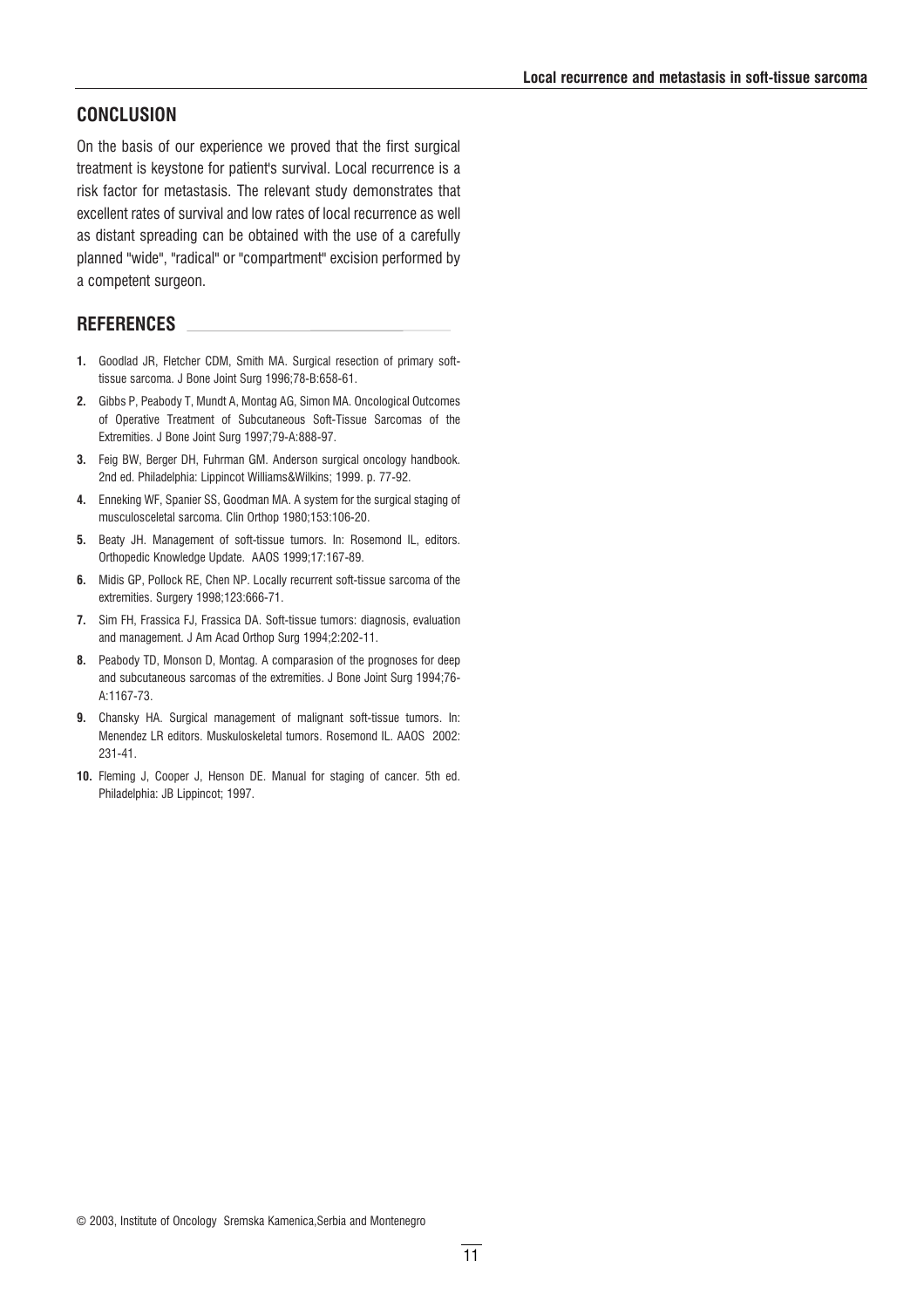## CONCLUSION

On the basis of our experience we proved that the first surgical treatment is keystone for patient's survival. Local recurrence is a risk factor for metastasis. The relevant study demonstrates that excellent rates of survival and low rates of local recurrence as well as distant spreading can be obtained with the use of a carefully planned "wide", "radical" or "compartment" excision performed by a competent surgeon.

## REFERENCES

1. Goodlad JR, Fletcher CDM, Smith MA. Surgical resection of primary soft-tissue sarcoma. J Bone Joint Surg 1996;78-B:658-61.
2. Gibbs P, Peabody T, Mundt A, Montag AG, Simon MA. Oncological Outcomes of Operative Treatment of Subcutaneous Soft-Tissue Sarcomas of the Extremities. J Bone Joint Surg 1997;79-A:888-97.
3. Feig BW, Berger DH, Fuhrman GM. Anderson surgical oncology handbook. 2nd ed. Philadelphia: Lippincot Williams&Wilkins; 1999. p. 77-92.
4. Enneking WF, Spanier SS, Goodman MA. A system for the surgical staging of musculosceletal sarcoma. Clin Orthop 1980;153:106-20.
5. Beaty JH. Management of soft-tissue tumors. In: Rosemond IL, editors. Orthopedic Knowledge Update. AAOS 1999;17:167-89.
6. Midis GP, Pollock RE, Chen NP. Locally recurrent soft-tissue sarcoma of the extremities. Surgery 1998;123:666-71.
7. Sim FH, Frassica FJ, Frassica DA. Soft-tissue tumors: diagnosis, evaluation and management. J Am Acad Orthop Surg 1994;2:202-11.
8. Peabody TD, Monson D, Montag. A comparasion of the prognoses for deep and subcutaneous sarcomas of the extremities. J Bone Joint Surg 1994;76-A:1167-73.
9. Chansky HA. Surgical management of malignant soft-tissue tumors. In: Menendez LR editors. Muskuloskeletal tumors. Rosemond IL. AAOS 2002: 231-41.
10. Fleming J, Cooper J, Henson DE. Manual for staging of cancer. 5th ed. Philadelphia: JB Lippincot; 1997.

© 2003, Institute of Oncology Sremska Kamenica,Serbia and Montenegro